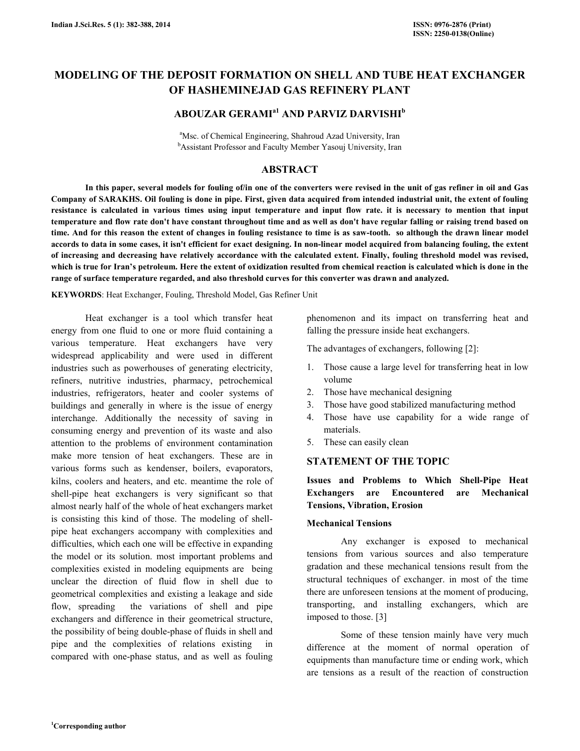# MODELING OF THE DEPOSIT FORMATION ON SHELL AND TUBE HEAT EXCHANGER OF HASHEMINEJAD GAS REFINERY PLANT

**ABOUZAR GERAMI[a1] AND PARVIZ DARVISHI[b]**

[a]Msc. of Chemical Engineering, Shahroud Azad University, Iran
[b]Assistant Professor and Faculty Member Yasouj University, Iran

## ABSTRACT

**In this paper, several models for fouling of/in one of the converters were revised in the unit of gas refiner in oil and Gas Company of SARAKHS. Oil fouling is done in pipe. First, given data acquired from intended industrial unit, the extent of fouling resistance is calculated in various times using input temperature and input flow rate. it is necessary to mention that input temperature and flow rate don't have constant throughout time and as well as don't have regular falling or raising trend based on time. And for this reason the extent of changes in fouling resistance to time is as saw-tooth. so although the drawn linear model accords to data in some cases, it isn't efficient for exact designing. In non-linear model acquired from balancing fouling, the extent of increasing and decreasing have relatively accordance with the calculated extent. Finally, fouling threshold model was revised, which is true for Iran's petroleum. Here the extent of oxidization resulted from chemical reaction is calculated which is done in the range of surface temperature regarded, and also threshold curves for this converter was drawn and analyzed.**

**KEYWORDS**: Heat Exchanger, Fouling, Threshold Model, Gas Refiner Unit

Heat exchanger is a tool which transfer heat energy from one fluid to one or more fluid containing a various temperature. Heat exchangers have very widespread applicability and were used in different industries such as powerhouses of generating electricity, refiners, nutritive industries, pharmacy, petrochemical industries, refrigerators, heater and cooler systems of buildings and generally in where is the issue of energy interchange. Additionally the necessity of saving in consuming energy and prevention of its waste and also attention to the problems of environment contamination make more tension of heat exchangers. These are in various forms such as kendenser, boilers, evaporators, kilns, coolers and heaters, and etc. meantime the role of shell-pipe heat exchangers is very significant so that almost nearly half of the whole of heat exchangers market is consisting this kind of those. The modeling of shell-pipe heat exchangers accompany with complexities and difficulties, which each one will be effective in expanding the model or its solution. most important problems and complexities existed in modeling equipments are being unclear the direction of fluid flow in shell due to geometrical complexities and existing a leakage and side flow, spreading the variations of shell and pipe exchangers and difference in their geometrical structure, the possibility of being double-phase of fluids in shell and pipe and the complexities of relations existing in compared with one-phase status, and as well as fouling phenomenon and its impact on transferring heat and falling the pressure inside heat exchangers.

The advantages of exchangers, following [2]:

1. Those cause a large level for transferring heat in low volume
2. Those have mechanical designing
3. Those have good stabilized manufacturing method
4. Those have use capability for a wide range of materials.
5. These can easily clean

## STATEMENT OF THE TOPIC

### Issues and Problems to Which Shell-Pipe Heat Exchangers are Encountered are Mechanical Tensions, Vibration, Erosion

#### Mechanical Tensions

Any exchanger is exposed to mechanical tensions from various sources and also temperature gradation and these mechanical tensions result from the structural techniques of exchanger. in most of the time there are unforeseen tensions at the moment of producing, transporting, and installing exchangers, which are imposed to those. [3]

Some of these tension mainly have very much difference at the moment of normal operation of equipments than manufacture time or ending work, which are tensions as a result of the reaction of construction

[1]Corresponding author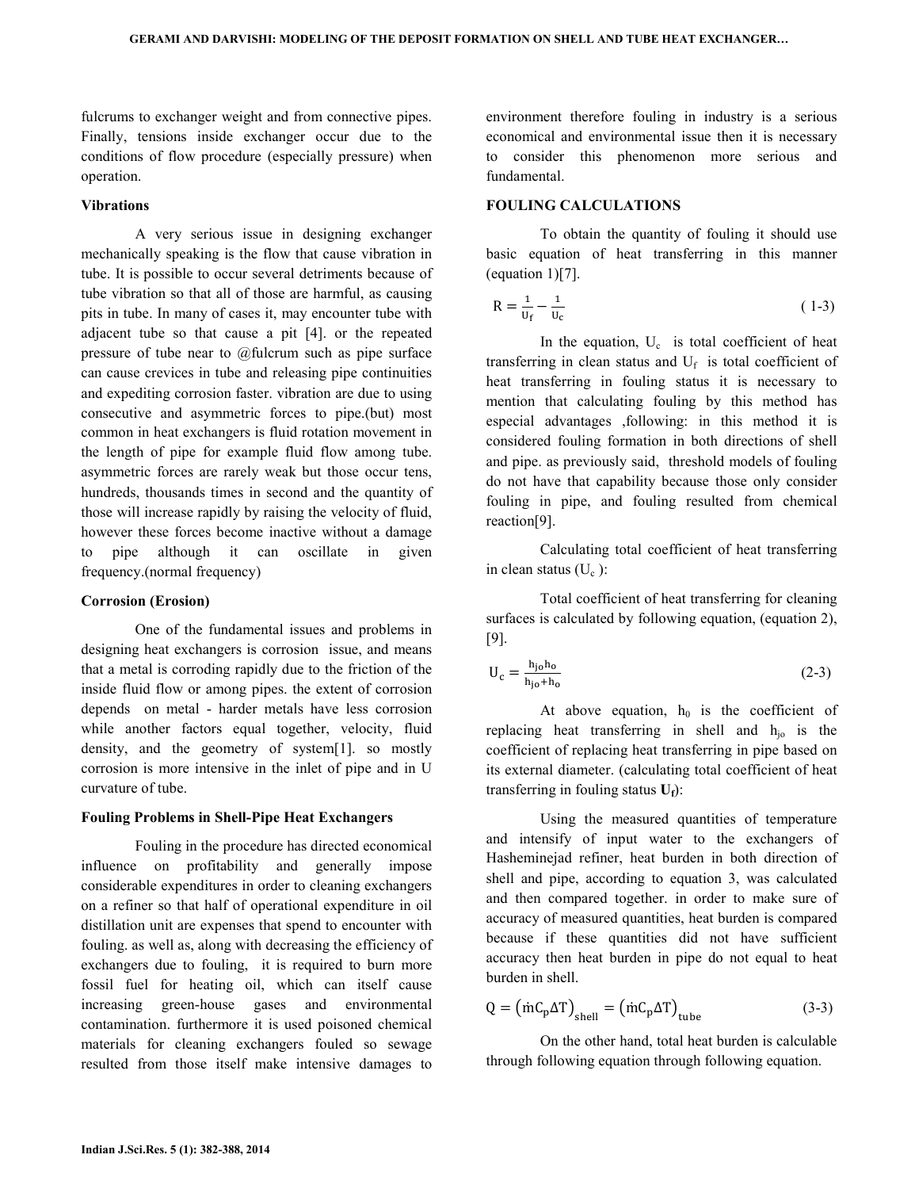fulcrums to exchanger weight and from connective pipes. Finally, tensions inside exchanger occur due to the conditions of flow procedure (especially pressure) when operation.

**Vibrations**

A very serious issue in designing exchanger mechanically speaking is the flow that cause vibration in tube. It is possible to occur several detriments because of tube vibration so that all of those are harmful, as causing pits in tube. In many of cases it, may encounter tube with adjacent tube so that cause a pit [4]. or the repeated pressure of tube near to @fulcrum such as pipe surface can cause crevices in tube and releasing pipe continuities and expediting corrosion faster. vibration are due to using consecutive and asymmetric forces to pipe.(but) most common in heat exchangers is fluid rotation movement in the length of pipe for example fluid flow among tube. asymmetric forces are rarely weak but those occur tens, hundreds, thousands times in second and the quantity of those will increase rapidly by raising the velocity of fluid, however these forces become inactive without a damage to pipe although it can oscillate in given frequency.(normal frequency)

**Corrosion (Erosion)**

One of the fundamental issues and problems in designing heat exchangers is corrosion issue, and means that a metal is corroding rapidly due to the friction of the inside fluid flow or among pipes. the extent of corrosion depends on metal - harder metals have less corrosion while another factors equal together, velocity, fluid density, and the geometry of system[1]. so mostly corrosion is more intensive in the inlet of pipe and in U curvature of tube.

**Fouling Problems in Shell-Pipe Heat Exchangers**

Fouling in the procedure has directed economical influence on profitability and generally impose considerable expenditures in order to cleaning exchangers on a refiner so that half of operational expenditure in oil distillation unit are expenses that spend to encounter with fouling. as well as, along with decreasing the efficiency of exchangers due to fouling, it is required to burn more fossil fuel for heating oil, which can itself cause increasing green-house gases and environmental contamination. furthermore it is used poisoned chemical materials for cleaning exchangers fouled so sewage resulted from those itself make intensive damages to environment therefore fouling in industry is a serious economical and environmental issue then it is necessary to consider this phenomenon more serious and fundamental.

**FOULING CALCULATIONS**

To obtain the quantity of fouling it should use basic equation of heat transferring in this manner (equation 1)[7].

$$R = \frac{1}{U_f} - \frac{1}{U_c} \qquad (1\text{-}3)$$

In the equation, $U_c$ is total coefficient of heat transferring in clean status and $U_f$ is total coefficient of heat transferring in fouling status it is necessary to mention that calculating fouling by this method has especial advantages ,following: in this method it is considered fouling formation in both directions of shell and pipe. as previously said, threshold models of fouling do not have that capability because those only consider fouling in pipe, and fouling resulted from chemical reaction[9].

Calculating total coefficient of heat transferring in clean status ($U_c$ ):

Total coefficient of heat transferring for cleaning surfaces is calculated by following equation, (equation 2), [9].

$$U_c = \frac{h_{jo} h_o}{h_{jo} + h_o} \qquad (2\text{-}3)$$

At above equation, $h_0$ is the coefficient of replacing heat transferring in shell and $h_{jo}$ is the coefficient of replacing heat transferring in pipe based on its external diameter. (calculating total coefficient of heat transferring in fouling status $\mathbf{U_f}$):

Using the measured quantities of temperature and intensify of input water to the exchangers of Hasheminejad refiner, heat burden in both direction of shell and pipe, according to equation 3, was calculated and then compared together. in order to make sure of accuracy of measured quantities, heat burden is compared because if these quantities did not have sufficient accuracy then heat burden in pipe do not equal to heat burden in shell.

$$Q = \left(\dot{m} C_p \Delta T\right)_{shell} = \left(\dot{m} C_p \Delta T\right)_{tube} \qquad (3\text{-}3)$$

On the other hand, total heat burden is calculable through following equation through following equation.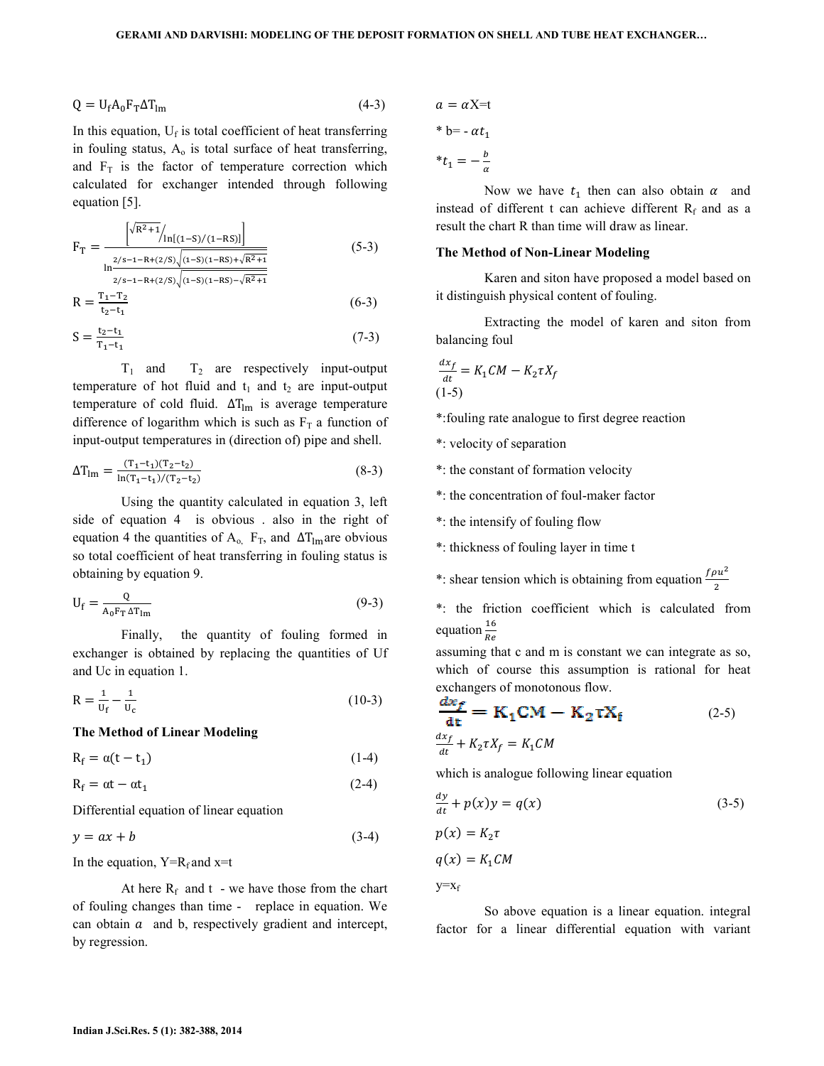$$Q = U_f A_0 F_T \Delta T_{lm} \quad (4\text{-}3)$$

In this equation, $U_f$ is total coefficient of heat transferring in fouling status, $A_o$ is total surface of heat transferring, and $F_T$ is the factor of temperature correction which calculated for exchanger intended through following equation [5].

$$F_T = \frac{\left[\sqrt{R^2+1}\Big/\ln[(1-S)/(1-RS)]\right]}{\ln\dfrac{2/s-1-R+(2/S)\sqrt{(1-S)(1-RS)}+\sqrt{R^2+1}}{2/s-1-R+(2/S)\sqrt{(1-S)(1-RS)}-\sqrt{R^2+1}}} \quad (5\text{-}3)$$

$$R = \frac{T_1 - T_2}{t_2 - t_1} \quad (6\text{-}3)$$

$$S = \frac{t_2 - t_1}{T_1 - t_1} \quad (7\text{-}3)$$

$T_1$ and $T_2$ are respectively input-output temperature of hot fluid and $t_1$ and $t_2$ are input-output temperature of cold fluid. $\Delta T_{lm}$ is average temperature difference of logarithm which is such as $F_T$ a function of input-output temperatures in (direction of) pipe and shell.

$$\Delta T_{lm} = \frac{(T_1 - t_1)(T_2 - t_2)}{\ln(T_1 - t_1)/(T_2 - t_2)} \quad (8\text{-}3)$$

Using the quantity calculated in equation 3, left side of equation 4 is obvious . also in the right of equation 4 the quantities of $A_o$, $F_T$, and $\Delta T_{lm}$ are obvious so total coefficient of heat transferring in fouling status is obtaining by equation 9.

$$U_f = \frac{Q}{A_0 F_T \Delta T_{lm}} \quad (9\text{-}3)$$

Finally, the quantity of fouling formed in exchanger is obtained by replacing the quantities of Uf and Uc in equation 1.

$$R = \frac{1}{U_f} - \frac{1}{U_c} \quad (10\text{-}3)$$

**The Method of Linear Modeling**

$$R_f = \alpha(t - t_1) \quad (1\text{-}4)$$

$$R_f = \alpha t - \alpha t_1 \quad (2\text{-}4)$$

Differential equation of linear equation

$$y = ax + b \quad (3\text{-}4)$$

In the equation, $Y=R_f$ and x=t

At here $R_f$ and t - we have those from the chart of fouling changes than time - replace in equation. We can obtain $a$ and b, respectively gradient and intercept, by regression.

$a = \alpha$X=t

* b= - $\alpha t_1$

*$t_1 = -\frac{b}{\alpha}$

Now we have $t_1$ then can also obtain $\alpha$ and instead of different t can achieve different $R_f$ and as a result the chart R than time will draw as linear.

**The Method of Non-Linear Modeling**

Karen and siton have proposed a model based on it distinguish physical content of fouling.

Extracting the model of karen and siton from balancing foul

$$\frac{dx_f}{dt} = K_1 CM - K_2 \tau X_f$$
(1-5)

*:fouling rate analogue to first degree reaction

*: velocity of separation

*: the constant of formation velocity

*: the concentration of foul-maker factor

*: the intensify of fouling flow

*: thickness of fouling layer in time t

*: shear tension which is obtaining from equation $\frac{f\rho u^2}{2}$

*: the friction coefficient which is calculated from equation $\frac{16}{Re}$

assuming that c and m is constant we can integrate as so, which of course this assumption is rational for heat exchangers of monotonous flow.

$$\frac{dx_f}{dt} = K_1 CM - K_2 \tau X_f \quad (2\text{-}5)$$

$$\frac{dx_f}{dt} + K_2 \tau X_f = K_1 CM$$

which is analogue following linear equation

$$\frac{dy}{dt} + p(x)y = q(x) \quad (3\text{-}5)$$

$p(x) = K_2 \tau$

$q(x) = K_1 CM$

$y = x_f$

So above equation is a linear equation. integral factor for a linear differential equation with variant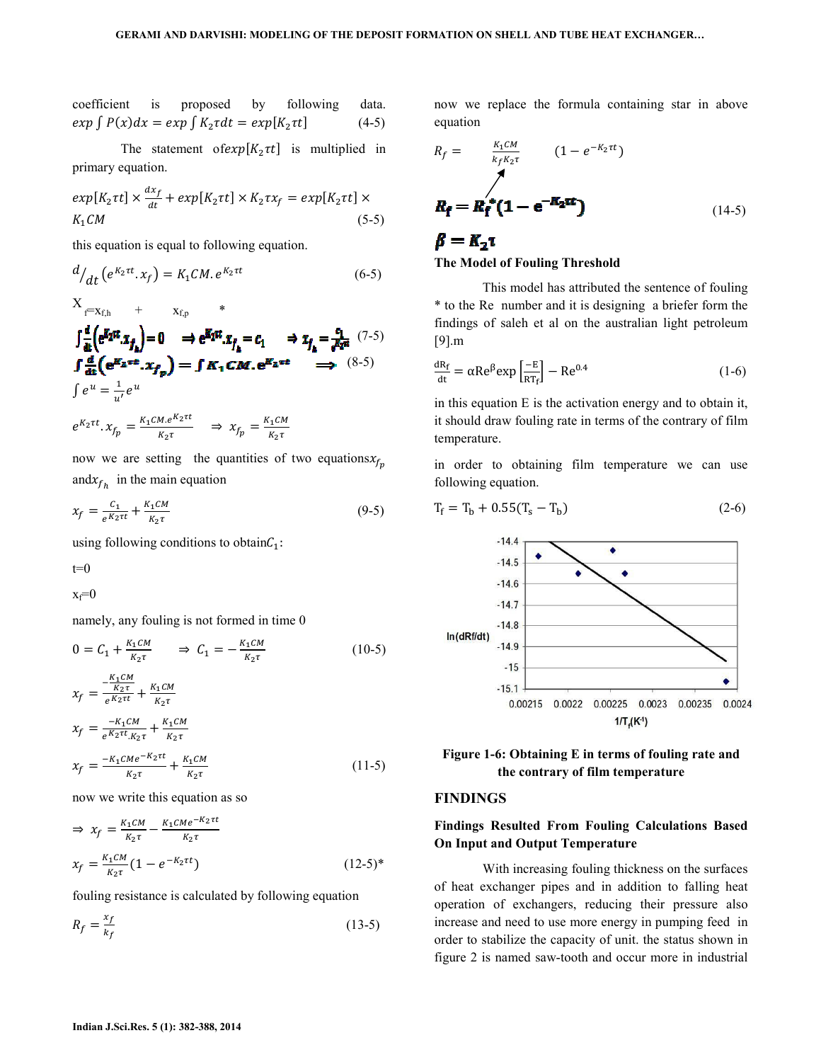coefficient is proposed by following data. $exp\int P(x)dx = exp\int K_2\tau dt = exp[K_2\tau t]$ (4-5)

The statement of $exp[K_2\tau t]$ is multiplied in primary equation.

$$exp[K_2\tau t] \times \frac{dx_f}{dt} + exp[K_2\tau t] \times K_2\tau x_f = exp[K_2\tau t] \times K_1CM \quad (5\text{-}5)$$

this equation is equal to following equation.

$$d/_{dt}\left(e^{K_2\tau t}.x_f\right) = K_1CM.e^{K_2\tau t} \quad (6\text{-}5)$$

$X_f = x_{f,h} + x_{f,p}$ *

$$\int\frac{d}{dt}\left(e^{K_2\tau t}.x_{f_h}\right) = 0 \Rightarrow e^{K_2\tau t}.x_{f_h} = c_1 \Rightarrow x_{f_h} = \frac{c_1}{e^{K_2\tau t}} \quad (7\text{-}5)$$

$$\int\frac{d}{dt}\left(e^{K_2\tau t}.x_{f_p}\right) = \int K_1CM.e^{K_2\tau t} \Rightarrow \quad (8\text{-}5)$$

$$\int e^u = \frac{1}{u'}e^u$$

$$e^{K_2\tau t}.x_{f_p} = \frac{K_1CM.e^{K_2\tau t}}{K_2\tau} \Rightarrow x_{f_p} = \frac{K_1CM}{K_2\tau}$$

now we are setting the quantities of two equations $x_{f_p}$ and $x_{f_h}$ in the main equation

$$x_f = \frac{C_1}{e^{K_2\tau t}} + \frac{K_1CM}{K_2\tau} \quad (9\text{-}5)$$

using following conditions to obtain $C_1$:

t=0

$x_f$=0

namely, any fouling is not formed in time 0

$$0 = C_1 + \frac{K_1CM}{K_2\tau} \Rightarrow C_1 = -\frac{K_1CM}{K_2\tau} \quad (10\text{-}5)$$

$$x_f = \frac{-\frac{K_1CM}{K_2\tau}}{e^{K_2\tau t}} + \frac{K_1CM}{K_2\tau}$$

$$x_f = \frac{-K_1CM}{e^{K_2\tau t}.K_2\tau} + \frac{K_1CM}{K_2\tau}$$

$$x_f = \frac{-K_1CMe^{-K_2\tau t}}{K_2\tau} + \frac{K_1CM}{K_2\tau} \quad (11\text{-}5)$$

now we write this equation as so

$$\Rightarrow x_f = \frac{K_1CM}{K_2\tau} - \frac{K_1CMe^{-K_2\tau t}}{K_2\tau}$$

$$x_f = \frac{K_1CM}{K_2\tau}\left(1 - e^{-K_2\tau t}\right) \quad (12\text{-}5)^*$$

fouling resistance is calculated by following equation

$$R_f = \frac{x_f}{k_f} \quad (13\text{-}5)$$

now we replace the formula containing star in above equation

$$R_f = \frac{K_1CM}{k_fK_2\tau}\left(1 - e^{-K_2\tau t}\right)$$

$$R_f = R_f^*\left(1 - e^{-K_2\tau t}\right) \quad (14\text{-}5)$$

$$\beta = K_2\tau$$

**The Model of Fouling Threshold**

This model has attributed the sentence of fouling * to the Re number and it is designing a briefer form the findings of saleh et al on the australian light petroleum [9].m

$$\frac{dR_f}{dt} = \alpha Re^{\beta} exp\left[\frac{-E}{RT_f}\right] - Re^{0.4} \quad (1\text{-}6)$$

in this equation E is the activation energy and to obtain it, it should draw fouling rate in terms of the contrary of film temperature.

in order to obtaining film temperature we can use following equation.

$$T_f = T_b + 0.55(T_s - T_b) \quad (2\text{-}6)$$

ln(dRf/dt)

-14.4
-14.5
-14.6
-14.7
-14.8
-14.9
-15
-15.1

0.00215 0.0022 0.00225 0.0023 0.00235 0.0024

$1/T_f(K^{-1})$

**Figure 1-6: Obtaining E in terms of fouling rate and the contrary of film temperature**

## FINDINGS

### Findings Resulted From Fouling Calculations Based On Input and Output Temperature

With increasing fouling thickness on the surfaces of heat exchanger pipes and in addition to falling heat operation of exchangers, reducing their pressure also increase and need to use more energy in pumping feed in order to stabilize the capacity of unit. the status shown in figure 2 is named saw-tooth and occur more in industrial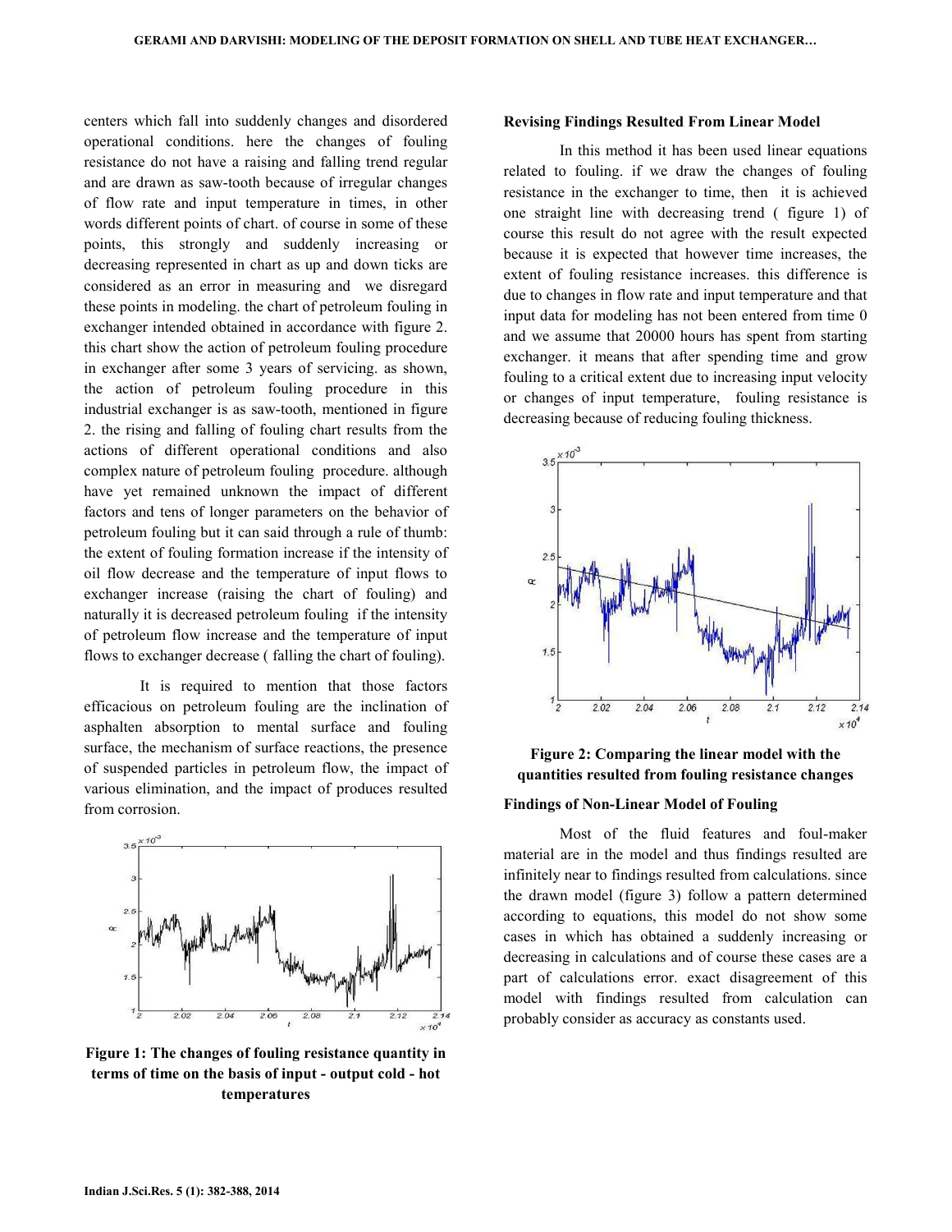centers which fall into suddenly changes and disordered operational conditions. here the changes of fouling resistance do not have a raising and falling trend regular and are drawn as saw-tooth because of irregular changes of flow rate and input temperature in times, in other words different points of chart. of course in some of these points, this strongly and suddenly increasing or decreasing represented in chart as up and down ticks are considered as an error in measuring and we disregard these points in modeling. the chart of petroleum fouling in exchanger intended obtained in accordance with figure 2. this chart show the action of petroleum fouling procedure in exchanger after some 3 years of servicing. as shown, the action of petroleum fouling procedure in this industrial exchanger is as saw-tooth, mentioned in figure 2. the rising and falling of fouling chart results from the actions of different operational conditions and also complex nature of petroleum fouling procedure. although have yet remained unknown the impact of different factors and tens of longer parameters on the behavior of petroleum fouling but it can said through a rule of thumb: the extent of fouling formation increase if the intensity of oil flow decrease and the temperature of input flows to exchanger increase (raising the chart of fouling) and naturally it is decreased petroleum fouling if the intensity of petroleum flow increase and the temperature of input flows to exchanger decrease ( falling the chart of fouling).

It is required to mention that those factors efficacious on petroleum fouling are the inclination of asphalten absorption to mental surface and fouling surface, the mechanism of surface reactions, the presence of suspended particles in petroleum flow, the impact of various elimination, and the impact of produces resulted from corrosion.

$\times 10^{-3}$
3.5
3
2.5
R
2
1.5
1
2 2.02 2.04 2.06 2.08 2.1 2.12 2.14
t
$\times 10^{4}$

**Figure 1: The changes of fouling resistance quantity in terms of time on the basis of input - output cold - hot temperatures**

**Revising Findings Resulted From Linear Model**

In this method it has been used linear equations related to fouling. if we draw the changes of fouling resistance in the exchanger to time, then it is achieved one straight line with decreasing trend ( figure 1) of course this result do not agree with the result expected because it is expected that however time increases, the extent of fouling resistance increases. this difference is due to changes in flow rate and input temperature and that input data for modeling has not been entered from time 0 and we assume that 20000 hours has spent from starting exchanger. it means that after spending time and grow fouling to a critical extent due to increasing input velocity or changes of input temperature, fouling resistance is decreasing because of reducing fouling thickness.

$\times 10^{-3}$
3.5
3
2.5
R
2
1.5
1
2 2.02 2.04 2.06 2.08 2.1 2.12 2.14
t
$\times 10^{4}$

**Figure 2: Comparing the linear model with the quantities resulted from fouling resistance changes**

**Findings of Non-Linear Model of Fouling**

Most of the fluid features and foul-maker material are in the model and thus findings resulted are infinitely near to findings resulted from calculations. since the drawn model (figure 3) follow a pattern determined according to equations, this model do not show some cases in which has obtained a suddenly increasing or decreasing in calculations and of course these cases are a part of calculations error. exact disagreement of this model with findings resulted from calculation can probably consider as accuracy as constants used.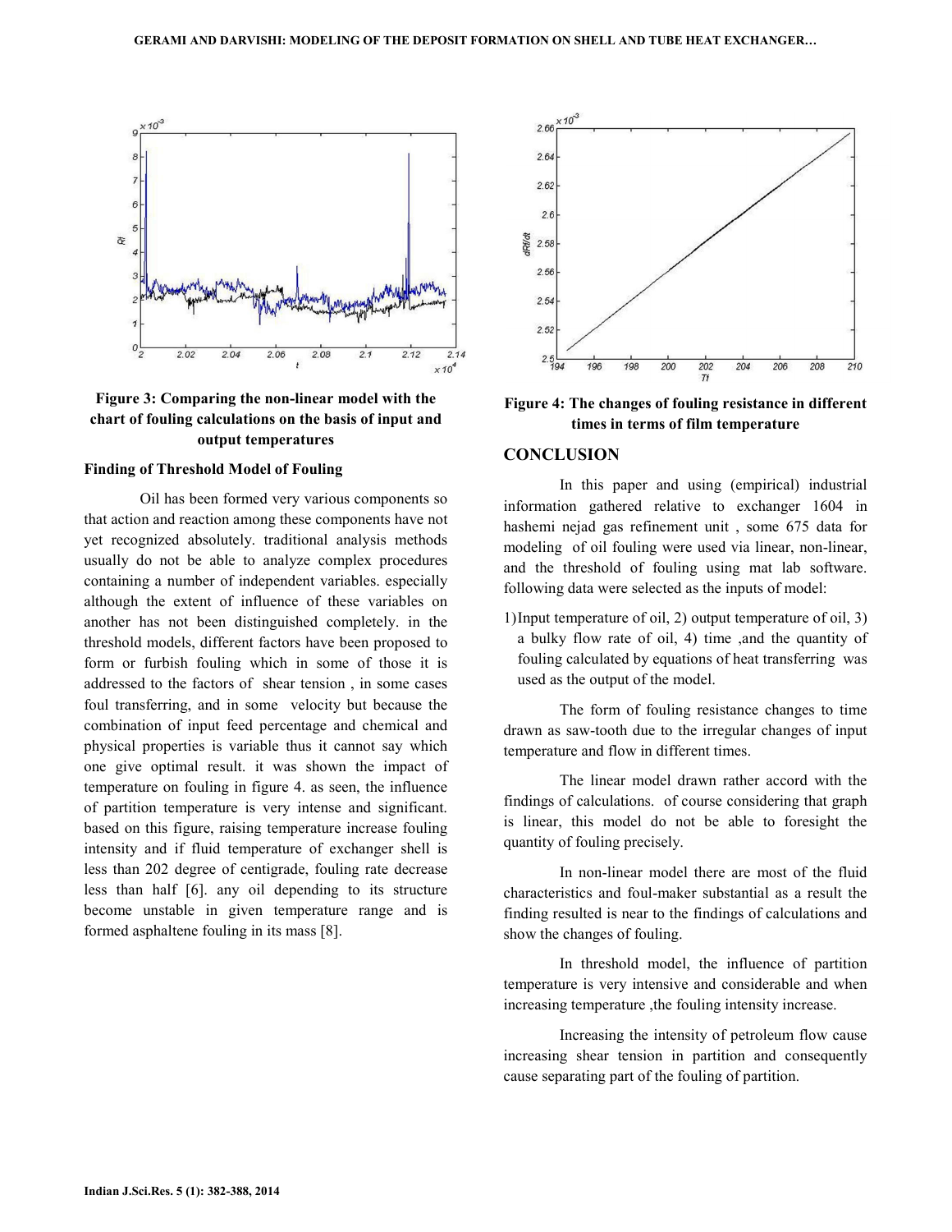$\times 10^{-3}$

9 8 7 6 5 4 3 2 1 0

Rf

2 2.02 2.04 2.06 2.08 2.1 2.12 2.14

t $\times 10^{4}$

**Figure 3: Comparing the non-linear model with the chart of fouling calculations on the basis of input and output temperatures**

### Finding of Threshold Model of Fouling

Oil has been formed very various components so that action and reaction among these components have not yet recognized absolutely. traditional analysis methods usually do not be able to analyze complex procedures containing a number of independent variables. especially although the extent of influence of these variables on another has not been distinguished completely. in the threshold models, different factors have been proposed to form or furbish fouling which in some of those it is addressed to the factors of shear tension , in some cases foul transferring, and in some velocity but because the combination of input feed percentage and chemical and physical properties is variable thus it cannot say which one give optimal result. it was shown the impact of temperature on fouling in figure 4. as seen, the influence of partition temperature is very intense and significant. based on this figure, raising temperature increase fouling intensity and if fluid temperature of exchanger shell is less than 202 degree of centigrade, fouling rate decrease less than half [6]. any oil depending to its structure become unstable in given temperature range and is formed asphaltene fouling in its mass [8].

$\times 10^{-3}$

2.66 2.64 2.62 2.6 2.58 2.56 2.54 2.52 2.5

dRf/dt

194 196 198 200 202 204 206 208 210

Tf

**Figure 4: The changes of fouling resistance in different times in terms of film temperature**

## CONCLUSION

In this paper and using (empirical) industrial information gathered relative to exchanger 1604 in hashemi nejad gas refinement unit , some 675 data for modeling of oil fouling were used via linear, non-linear, and the threshold of fouling using mat lab software. following data were selected as the inputs of model:

1) Input temperature of oil, 2) output temperature of oil, 3) a bulky flow rate of oil, 4) time ,and the quantity of fouling calculated by equations of heat transferring was used as the output of the model.

The form of fouling resistance changes to time drawn as saw-tooth due to the irregular changes of input temperature and flow in different times.

The linear model drawn rather accord with the findings of calculations. of course considering that graph is linear, this model do not be able to foresight the quantity of fouling precisely.

In non-linear model there are most of the fluid characteristics and foul-maker substantial as a result the finding resulted is near to the findings of calculations and show the changes of fouling.

In threshold model, the influence of partition temperature is very intensive and considerable and when increasing temperature ,the fouling intensity increase.

Increasing the intensity of petroleum flow cause increasing shear tension in partition and consequently cause separating part of the fouling of partition.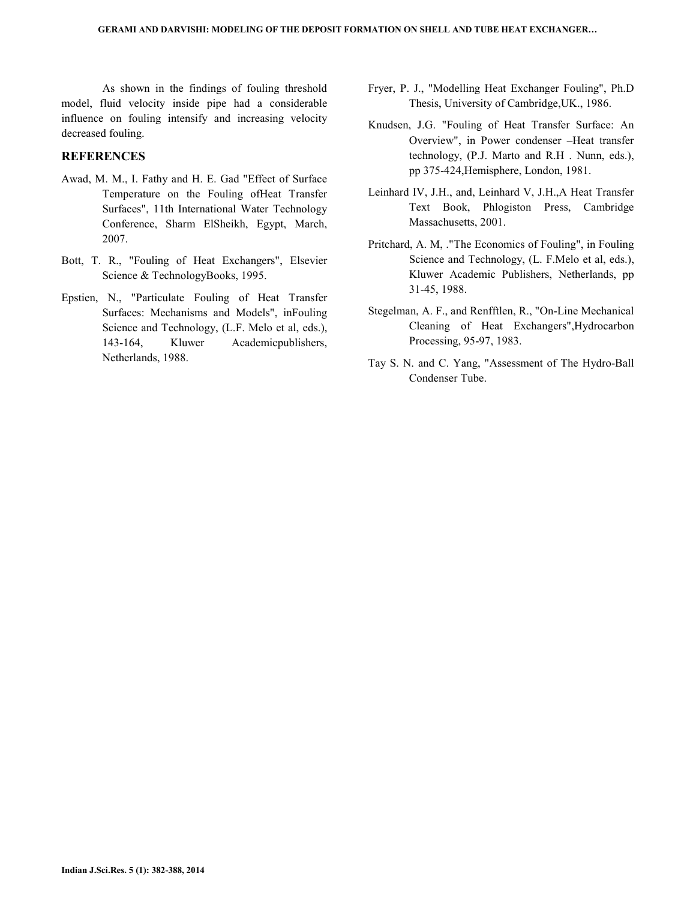As shown in the findings of fouling threshold model, fluid velocity inside pipe had a considerable influence on fouling intensify and increasing velocity decreased fouling.

## REFERENCES

Awad, M. M., I. Fathy and H. E. Gad "Effect of Surface Temperature on the Fouling ofHeat Transfer Surfaces", 11th International Water Technology Conference, Sharm ElSheikh, Egypt, March, 2007.

Bott, T. R., "Fouling of Heat Exchangers", Elsevier Science & TechnologyBooks, 1995.

Epstien, N., "Particulate Fouling of Heat Transfer Surfaces: Mechanisms and Models", inFouling Science and Technology, (L.F. Melo et al, eds.), 143-164, Kluwer Academicpublishers, Netherlands, 1988.

Fryer, P. J., "Modelling Heat Exchanger Fouling", Ph.D Thesis, University of Cambridge,UK., 1986.

Knudsen, J.G. "Fouling of Heat Transfer Surface: An Overview", in Power condenser –Heat transfer technology, (P.J. Marto and R.H . Nunn, eds.), pp 375-424,Hemisphere, London, 1981.

Leinhard IV, J.H., and, Leinhard V, J.H.,A Heat Transfer Text Book, Phlogiston Press, Cambridge Massachusetts, 2001.

Pritchard, A. M, ."The Economics of Fouling", in Fouling Science and Technology, (L. F.Melo et al, eds.), Kluwer Academic Publishers, Netherlands, pp 31-45, 1988.

Stegelman, A. F., and Renfftlen, R., "On-Line Mechanical Cleaning of Heat Exchangers",Hydrocarbon Processing, 95-97, 1983.

Tay S. N. and C. Yang, "Assessment of The Hydro-Ball Condenser Tube.